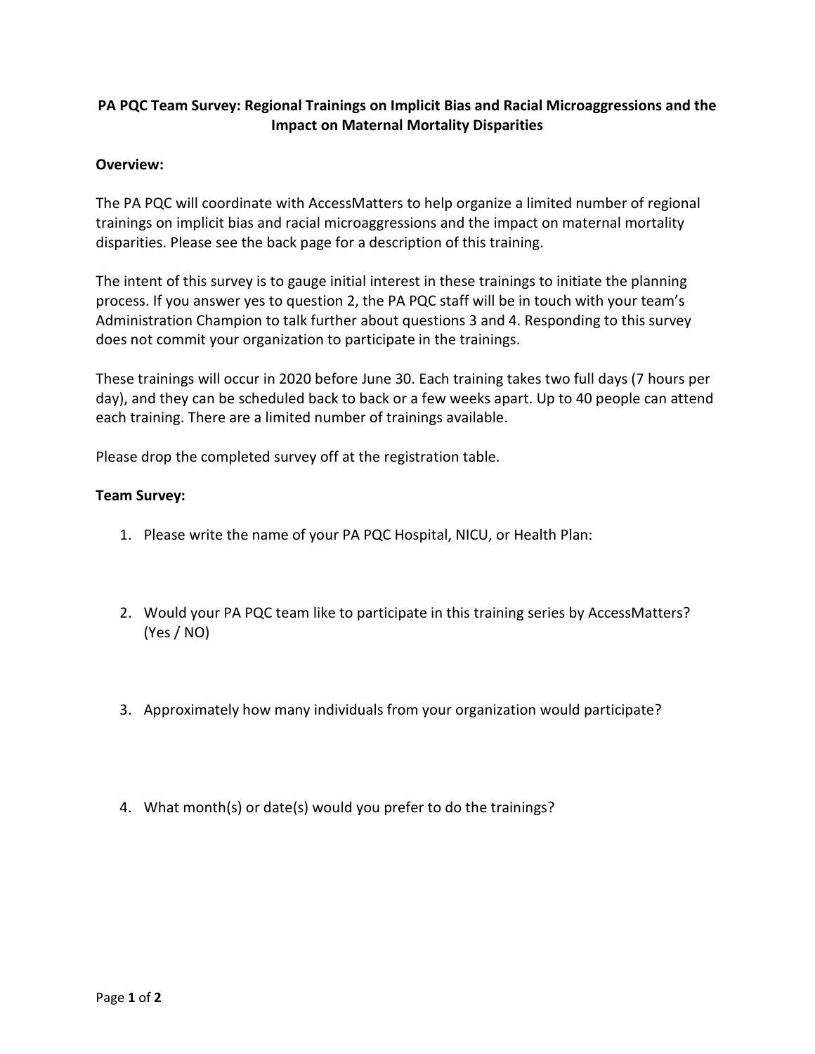**PA PQC Team Survey: Regional Trainings on Implicit Bias and Racial Microaggressions and the Impact on Maternal Mortality Disparities**

**Overview:**

The PA PQC will coordinate with AccessMatters to help organize a limited number of regional trainings on implicit bias and racial microaggressions and the impact on maternal mortality disparities. Please see the back page for a description of this training.

The intent of this survey is to gauge initial interest in these trainings to initiate the planning process. If you answer yes to question 2, the PA PQC staff will be in touch with your team's Administration Champion to talk further about questions 3 and 4. Responding to this survey does not commit your organization to participate in the trainings.

These trainings will occur in 2020 before June 30. Each training takes two full days (7 hours per day), and they can be scheduled back to back or a few weeks apart. Up to 40 people can attend each training. There are a limited number of trainings available.

Please drop the completed survey off at the registration table.

**Team Survey:**

1. Please write the name of your PA PQC Hospital, NICU, or Health Plan:

2. Would your PA PQC team like to participate in this training series by AccessMatters? (Yes / NO)

3. Approximately how many individuals from your organization would participate?

4. What month(s) or date(s) would you prefer to do the trainings?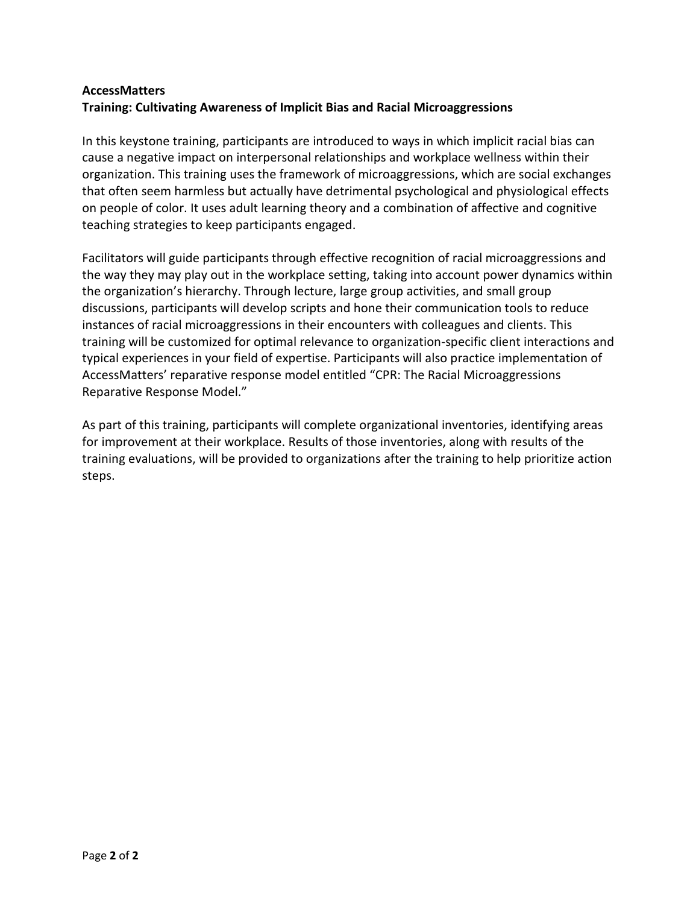**AccessMatters**
**Training: Cultivating Awareness of Implicit Bias and Racial Microaggressions**

In this keystone training, participants are introduced to ways in which implicit racial bias can cause a negative impact on interpersonal relationships and workplace wellness within their organization. This training uses the framework of microaggressions, which are social exchanges that often seem harmless but actually have detrimental psychological and physiological effects on people of color. It uses adult learning theory and a combination of affective and cognitive teaching strategies to keep participants engaged.

Facilitators will guide participants through effective recognition of racial microaggressions and the way they may play out in the workplace setting, taking into account power dynamics within the organization's hierarchy. Through lecture, large group activities, and small group discussions, participants will develop scripts and hone their communication tools to reduce instances of racial microaggressions in their encounters with colleagues and clients. This training will be customized for optimal relevance to organization-specific client interactions and typical experiences in your field of expertise. Participants will also practice implementation of AccessMatters' reparative response model entitled "CPR: The Racial Microaggressions Reparative Response Model."

As part of this training, participants will complete organizational inventories, identifying areas for improvement at their workplace. Results of those inventories, along with results of the training evaluations, will be provided to organizations after the training to help prioritize action steps.